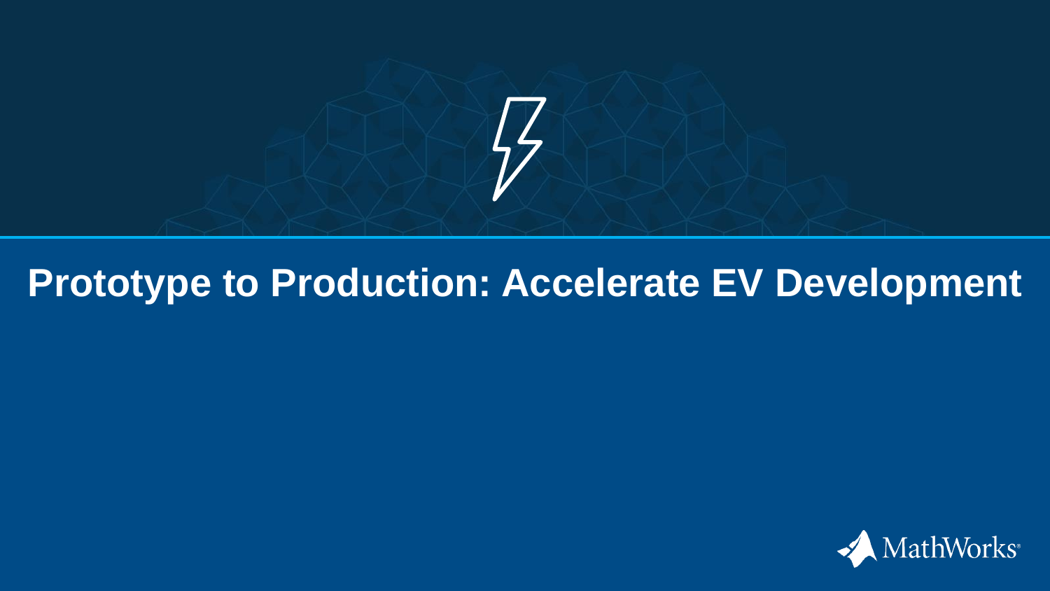# Prototype to Production: Accelerate EV Development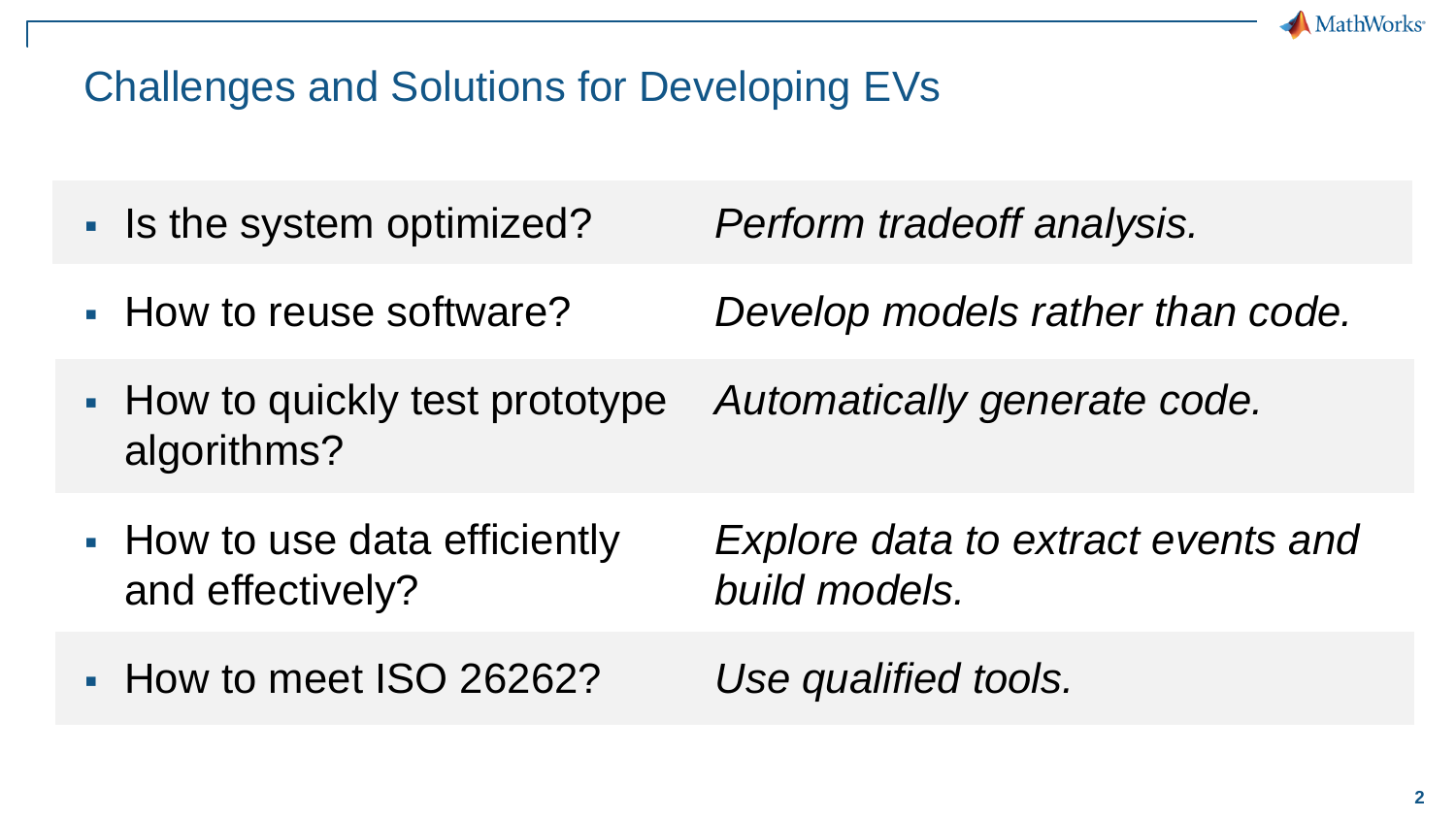## Challenges and Solutions for Developing EVs

- Is the system optimized? *Perform tradeoff analysis.*
- How to reuse software? *Develop models rather than code.*
- How to quickly test prototype algorithms? *Automatically generate code.*
- How to use data efficiently and effectively? *Explore data to extract events and build models.*
- How to meet ISO 26262? *Use qualified tools.*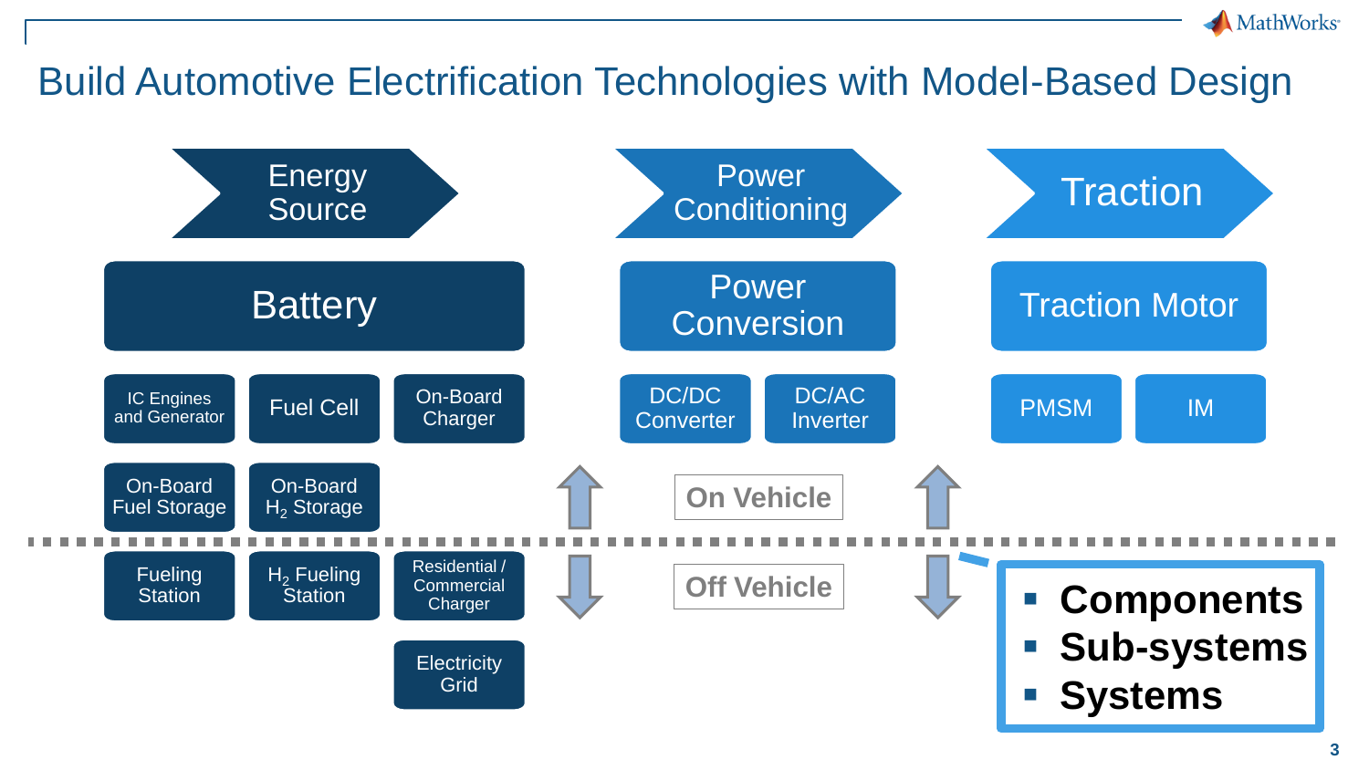# Build Automotive Electrification Technologies with Model-Based Design

**Energy Source**

Battery

IC Engines and Generator

Fuel Cell

On-Board Charger

On-Board Fuel Storage

On-Board $H_2$ Storage

Fueling Station

$H_2$ Fueling Station

Residential / Commercial Charger

Electricity Grid

**Power Conditioning**

Power Conversion

DC/DC Converter

DC/AC Inverter

On Vehicle

Off Vehicle

**Traction**

Traction Motor

PMSM

IM

- **Components**
- **Sub-systems**
- **Systems**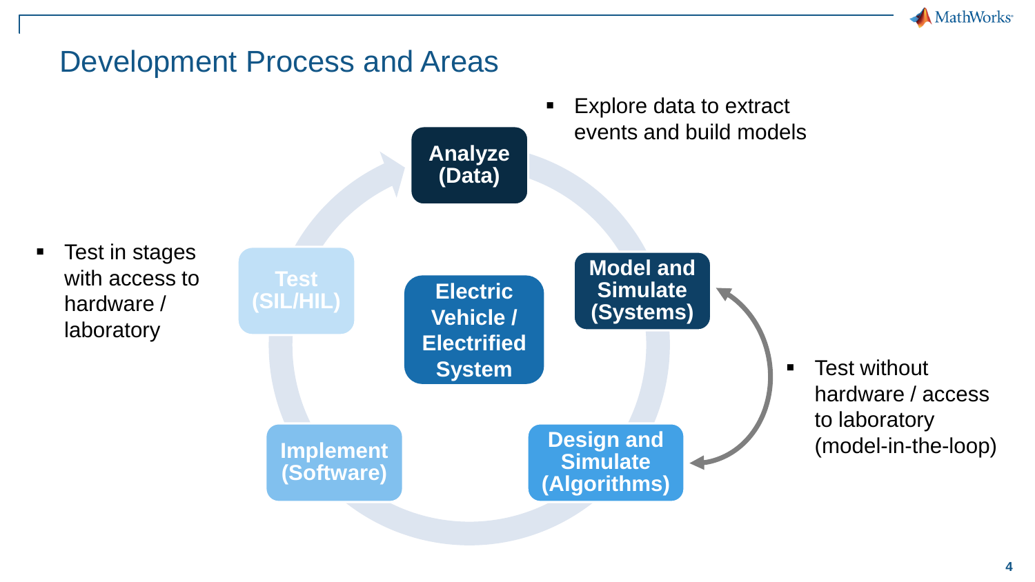# Development Process and Areas

- Explore data to extract events and build models

Analyze (Data)

Model and Simulate (Systems)

Design and Simulate (Algorithms)

Implement (Software)

Test (SIL/HIL)

Electric Vehicle / Electrified System

- Test without hardware / access to laboratory (model-in-the-loop)

- Test in stages with access to hardware / laboratory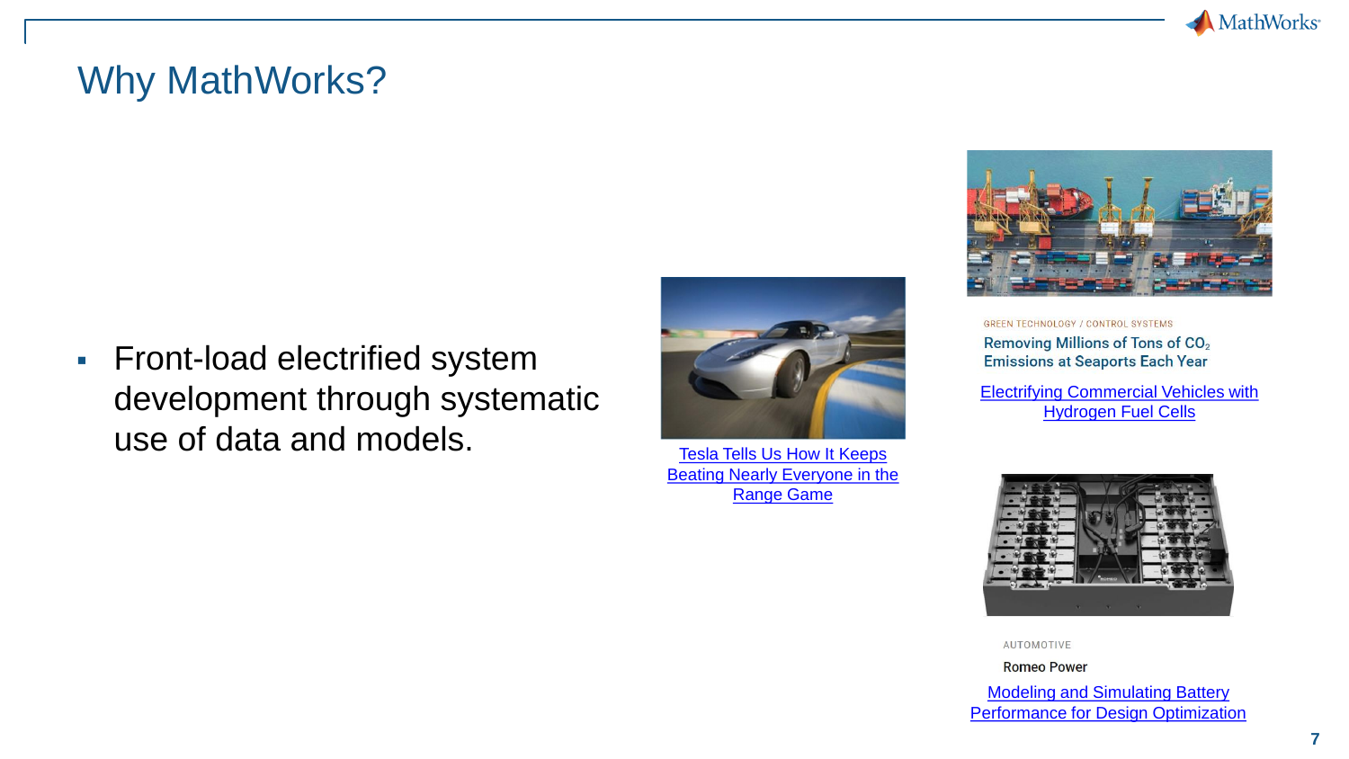# Why MathWorks?

- Front-load electrified system development through systematic use of data and models.

Tesla Tells Us How It Keeps Beating Nearly Everyone in the Range Game

GREEN TECHNOLOGY / CONTROL SYSTEMS

Removing Millions of Tons of $CO_2$ Emissions at Seaports Each Year

Electrifying Commercial Vehicles with Hydrogen Fuel Cells

AUTOMOTIVE

Romeo Power

Modeling and Simulating Battery Performance for Design Optimization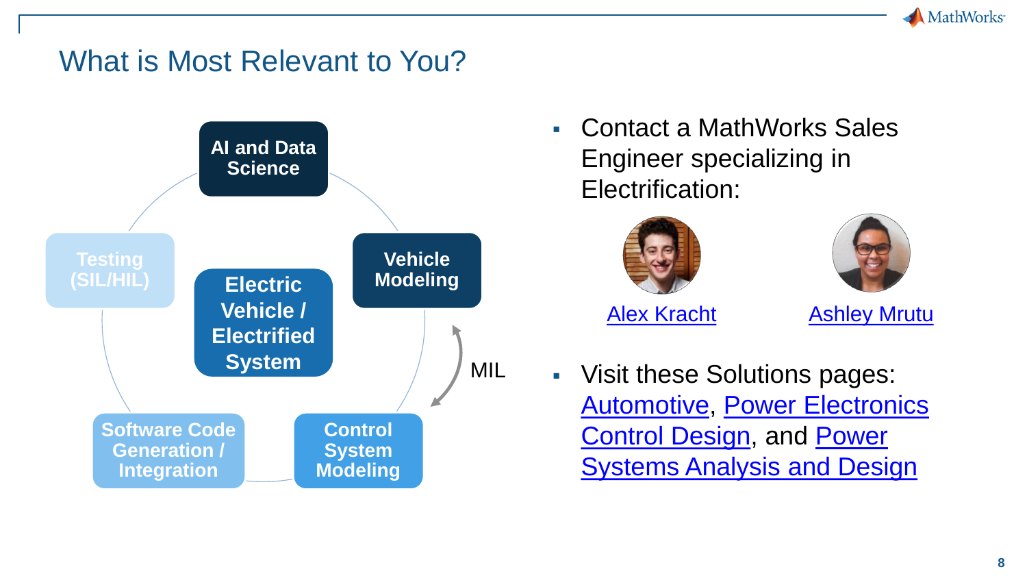# What is Most Relevant to You?

AI and Data Science

Vehicle Modeling

MIL

Control System Modeling

Software Code Generation / Integration

Testing (SIL/HIL)

Electric Vehicle / Electrified System

- Contact a MathWorks Sales Engineer specializing in Electrification:

Alex Kracht

Ashley Mrutu

- Visit these Solutions pages: Automotive, Power Electronics Control Design, and Power Systems Analysis and Design